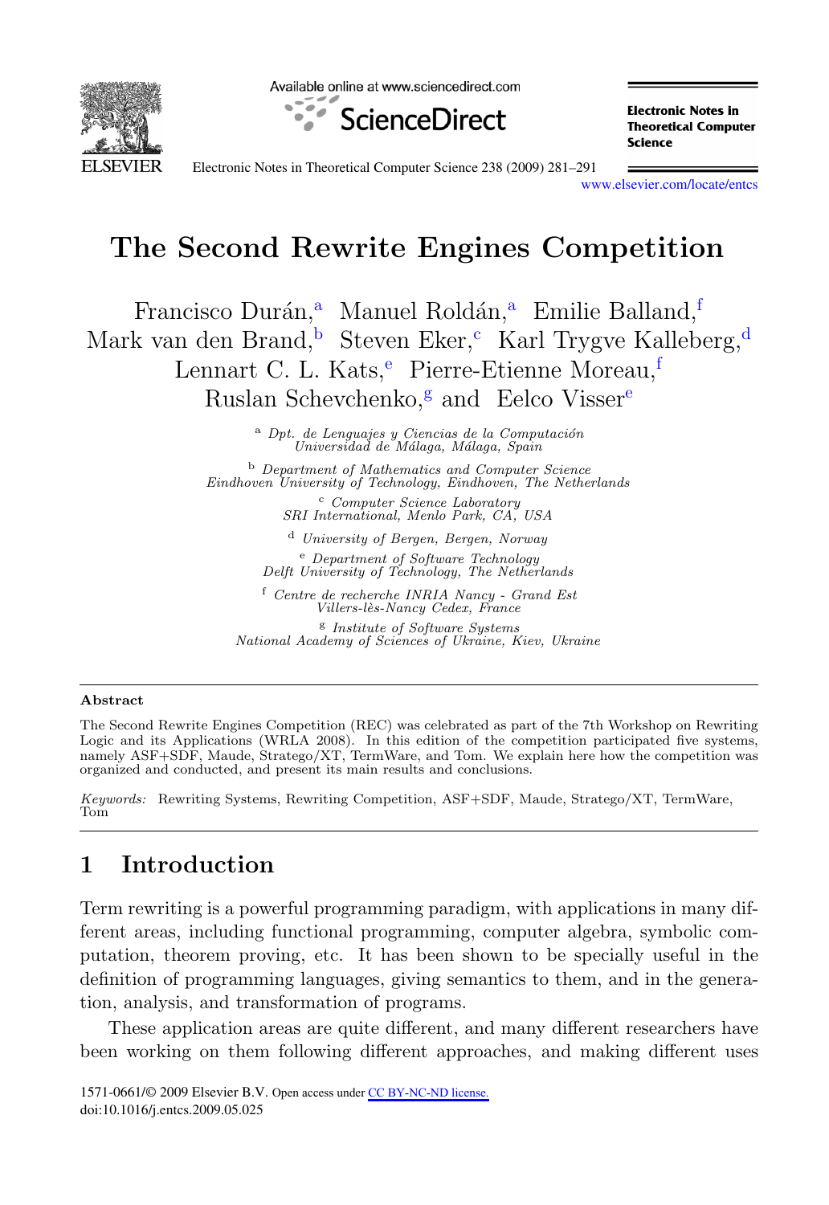# The Second Rewrite Engines Competition

Francisco Durán,[a] Manuel Roldán,[a] Emilie Balland,[f] Mark van den Brand,[b] Steven Eker,[c] Karl Trygve Kalleberg,[d] Lennart C. L. Kats,[e] Pierre-Etienne Moreau,[f] Ruslan Schevchenko,[g] and Eelco Visser[e]

[a] *Dpt. de Lenguajes y Ciencias de la Computación Universidad de Málaga, Málaga, Spain*

[b] *Department of Mathematics and Computer Science Eindhoven University of Technology, Eindhoven, The Netherlands*

[c] *Computer Science Laboratory SRI International, Menlo Park, CA, USA*

[d] *University of Bergen, Bergen, Norway*

[e] *Department of Software Technology Delft University of Technology, The Netherlands*

[f] *Centre de recherche INRIA Nancy - Grand Est Villers-lès-Nancy Cedex, France*

[g] *Institute of Software Systems National Academy of Sciences of Ukraine, Kiev, Ukraine*

## Abstract

The Second Rewrite Engines Competition (REC) was celebrated as part of the 7th Workshop on Rewriting Logic and its Applications (WRLA 2008). In this edition of the competition participated five systems, namely ASF+SDF, Maude, Stratego/XT, TermWare, and Tom. We explain here how the competition was organized and conducted, and present its main results and conclusions.

*Keywords:* Rewriting Systems, Rewriting Competition, ASF+SDF, Maude, Stratego/XT, TermWare, Tom

## 1 Introduction

Term rewriting is a powerful programming paradigm, with applications in many different areas, including functional programming, computer algebra, symbolic computation, theorem proving, etc. It has been shown to be specially useful in the definition of programming languages, giving semantics to them, and in the generation, analysis, and transformation of programs.

These application areas are quite different, and many different researchers have been working on them following different approaches, and making different uses

1571-0661/© 2009 Elsevier B.V. Open access under CC BY-NC-ND license.
doi:10.1016/j.entcs.2009.05.025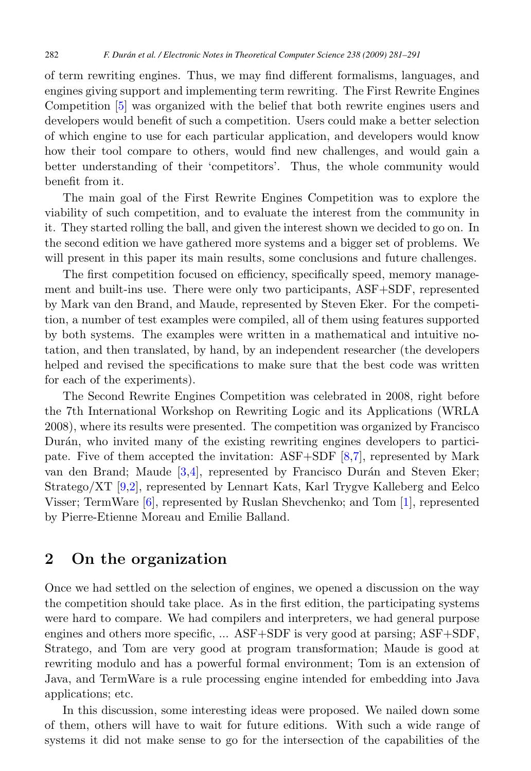of term rewriting engines. Thus, we may find different formalisms, languages, and engines giving support and implementing term rewriting. The First Rewrite Engines Competition [5] was organized with the belief that both rewrite engines users and developers would benefit of such a competition. Users could make a better selection of which engine to use for each particular application, and developers would know how their tool compare to others, would find new challenges, and would gain a better understanding of their 'competitors'. Thus, the whole community would benefit from it.

The main goal of the First Rewrite Engines Competition was to explore the viability of such competition, and to evaluate the interest from the community in it. They started rolling the ball, and given the interest shown we decided to go on. In the second edition we have gathered more systems and a bigger set of problems. We will present in this paper its main results, some conclusions and future challenges.

The first competition focused on efficiency, specifically speed, memory management and built-ins use. There were only two participants, ASF+SDF, represented by Mark van den Brand, and Maude, represented by Steven Eker. For the competition, a number of test examples were compiled, all of them using features supported by both systems. The examples were written in a mathematical and intuitive notation, and then translated, by hand, by an independent researcher (the developers helped and revised the specifications to make sure that the best code was written for each of the experiments).

The Second Rewrite Engines Competition was celebrated in 2008, right before the 7th International Workshop on Rewriting Logic and its Applications (WRLA 2008), where its results were presented. The competition was organized by Francisco Durán, who invited many of the existing rewriting engines developers to participate. Five of them accepted the invitation: ASF+SDF [8,7], represented by Mark van den Brand; Maude [3,4], represented by Francisco Durán and Steven Eker; Stratego/XT [9,2], represented by Lennart Kats, Karl Trygve Kalleberg and Eelco Visser; TermWare [6], represented by Ruslan Shevchenko; and Tom [1], represented by Pierre-Etienne Moreau and Emilie Balland.

## 2 On the organization

Once we had settled on the selection of engines, we opened a discussion on the way the competition should take place. As in the first edition, the participating systems were hard to compare. We had compilers and interpreters, we had general purpose engines and others more specific, ... ASF+SDF is very good at parsing; ASF+SDF, Stratego, and Tom are very good at program transformation; Maude is good at rewriting modulo and has a powerful formal environment; Tom is an extension of Java, and TermWare is a rule processing engine intended for embedding into Java applications; etc.

In this discussion, some interesting ideas were proposed. We nailed down some of them, others will have to wait for future editions. With such a wide range of systems it did not make sense to go for the intersection of the capabilities of the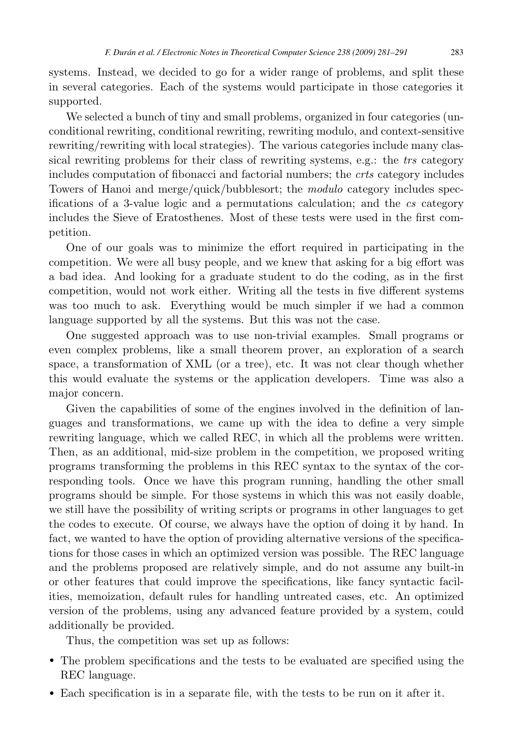systems. Instead, we decided to go for a wider range of problems, and split these in several categories. Each of the systems would participate in those categories it supported.

We selected a bunch of tiny and small problems, organized in four categories (unconditional rewriting, conditional rewriting, rewriting modulo, and context-sensitive rewriting/rewriting with local strategies). The various categories include many classical rewriting problems for their class of rewriting systems, e.g.: the *trs* category includes computation of fibonacci and factorial numbers; the *crts* category includes Towers of Hanoi and merge/quick/bubblesort; the *modulo* category includes specifications of a 3-value logic and a permutations calculation; and the *cs* category includes the Sieve of Eratosthenes. Most of these tests were used in the first competition.

One of our goals was to minimize the effort required in participating in the competition. We were all busy people, and we knew that asking for a big effort was a bad idea. And looking for a graduate student to do the coding, as in the first competition, would not work either. Writing all the tests in five different systems was too much to ask. Everything would be much simpler if we had a common language supported by all the systems. But this was not the case.

One suggested approach was to use non-trivial examples. Small programs or even complex problems, like a small theorem prover, an exploration of a search space, a transformation of XML (or a tree), etc. It was not clear though whether this would evaluate the systems or the application developers. Time was also a major concern.

Given the capabilities of some of the engines involved in the definition of languages and transformations, we came up with the idea to define a very simple rewriting language, which we called REC, in which all the problems were written. Then, as an additional, mid-size problem in the competition, we proposed writing programs transforming the problems in this REC syntax to the syntax of the corresponding tools. Once we have this program running, handling the other small programs should be simple. For those systems in which this was not easily doable, we still have the possibility of writing scripts or programs in other languages to get the codes to execute. Of course, we always have the option of doing it by hand. In fact, we wanted to have the option of providing alternative versions of the specifications for those cases in which an optimized version was possible. The REC language and the problems proposed are relatively simple, and do not assume any built-in or other features that could improve the specifications, like fancy syntactic facilities, memoization, default rules for handling untreated cases, etc. An optimized version of the problems, using any advanced feature provided by a system, could additionally be provided.

Thus, the competition was set up as follows:

- The problem specifications and the tests to be evaluated are specified using the REC language.
- Each specification is in a separate file, with the tests to be run on it after it.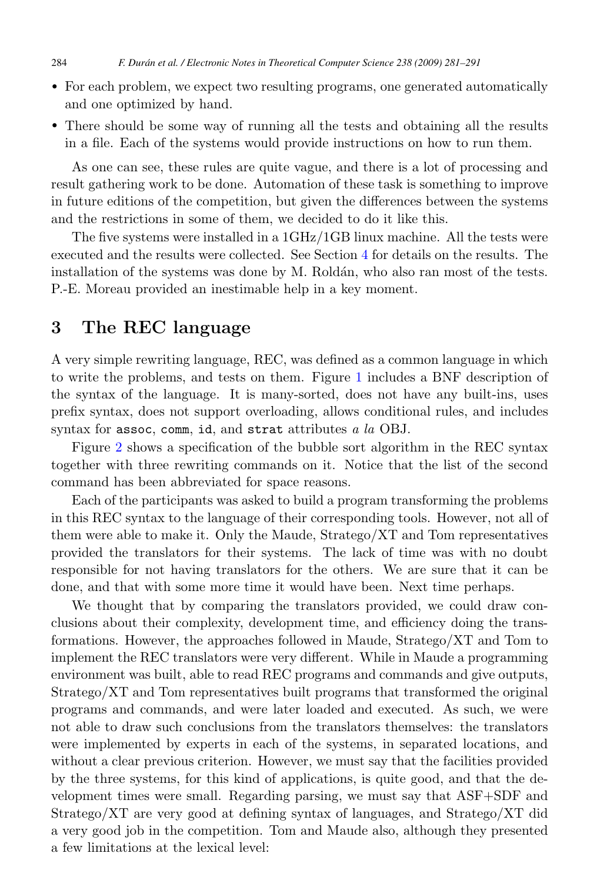- For each problem, we expect two resulting programs, one generated automatically and one optimized by hand.
- There should be some way of running all the tests and obtaining all the results in a file. Each of the systems would provide instructions on how to run them.

As one can see, these rules are quite vague, and there is a lot of processing and result gathering work to be done. Automation of these task is something to improve in future editions of the competition, but given the differences between the systems and the restrictions in some of them, we decided to do it like this.

The five systems were installed in a 1GHz/1GB linux machine. All the tests were executed and the results were collected. See Section 4 for details on the results. The installation of the systems was done by M. Roldán, who also ran most of the tests. P.-E. Moreau provided an inestimable help in a key moment.

## 3 The REC language

A very simple rewriting language, REC, was defined as a common language in which to write the problems, and tests on them. Figure 1 includes a BNF description of the syntax of the language. It is many-sorted, does not have any built-ins, uses prefix syntax, does not support overloading, allows conditional rules, and includes syntax for `assoc`, `comm`, `id`, and `strat` attributes *a la* OBJ.

Figure 2 shows a specification of the bubble sort algorithm in the REC syntax together with three rewriting commands on it. Notice that the list of the second command has been abbreviated for space reasons.

Each of the participants was asked to build a program transforming the problems in this REC syntax to the language of their corresponding tools. However, not all of them were able to make it. Only the Maude, Stratego/XT and Tom representatives provided the translators for their systems. The lack of time was with no doubt responsible for not having translators for the others. We are sure that it can be done, and that with some more time it would have been. Next time perhaps.

We thought that by comparing the translators provided, we could draw conclusions about their complexity, development time, and efficiency doing the transformations. However, the approaches followed in Maude, Stratego/XT and Tom to implement the REC translators were very different. While in Maude a programming environment was built, able to read REC programs and commands and give outputs, Stratego/XT and Tom representatives built programs that transformed the original programs and commands, and were later loaded and executed. As such, we were not able to draw such conclusions from the translators themselves: the translators were implemented by experts in each of the systems, in separated locations, and without a clear previous criterion. However, we must say that the facilities provided by the three systems, for this kind of applications, is quite good, and that the development times were small. Regarding parsing, we must say that ASF+SDF and Stratego/XT are very good at defining syntax of languages, and Stratego/XT did a very good job in the competition. Tom and Maude also, although they presented a few limitations at the lexical level: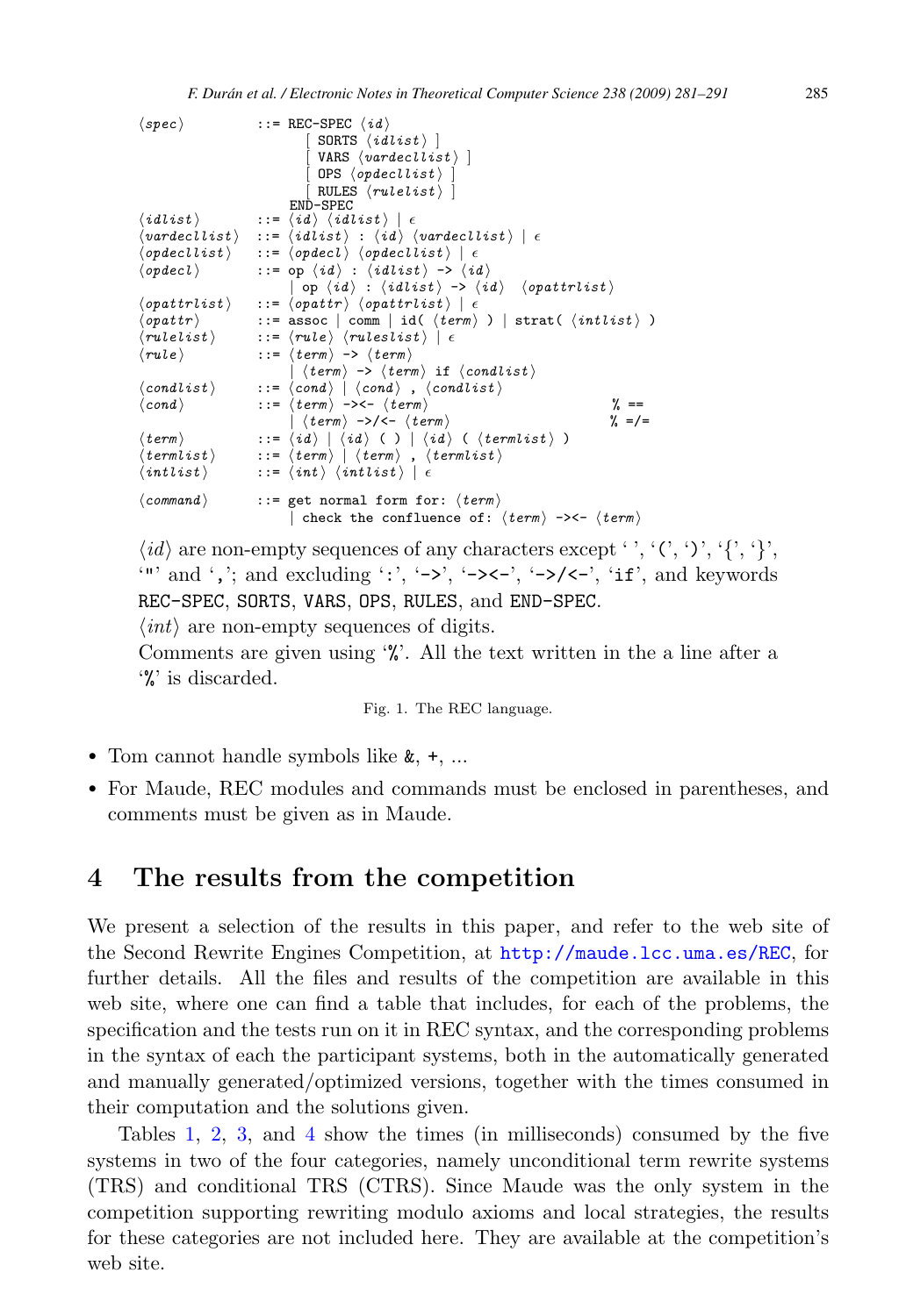```
⟨spec⟩         ::= REC-SPEC ⟨id⟩
                     [ SORTS ⟨idlist⟩ ]
                     [ VARS ⟨vardecllist⟩ ]
                     [ OPS ⟨opdecllist⟩ ]
                     [ RULES ⟨rulelist⟩ ]
                   END-SPEC
⟨idlist⟩       ::= ⟨id⟩ ⟨idlist⟩ | ε
⟨vardecllist⟩  ::= ⟨idlist⟩ : ⟨id⟩ ⟨vardecllist⟩ | ε
⟨opdecllist⟩   ::= ⟨opdecl⟩ ⟨opdecllist⟩ | ε
⟨opdecl⟩       ::= op ⟨id⟩ : ⟨idlist⟩ -> ⟨id⟩
                 | op ⟨id⟩ : ⟨idlist⟩ -> ⟨id⟩  ⟨opattrlist⟩
⟨opattrlist⟩   ::= ⟨opattr⟩ ⟨opattrlist⟩ | ε
⟨opattr⟩       ::= assoc | comm | id( ⟨term⟩ ) | strat( ⟨intlist⟩ )
⟨rulelist⟩     ::= ⟨rule⟩ ⟨ruleslist⟩ | ε
⟨rule⟩         ::= ⟨term⟩ -> ⟨term⟩
                 | ⟨term⟩ -> ⟨term⟩ if ⟨condlist⟩
⟨condlist⟩     ::= ⟨cond⟩ | ⟨cond⟩ , ⟨condlist⟩
⟨cond⟩         ::= ⟨term⟩ -><- ⟨term⟩                          % ==
                 | ⟨term⟩ ->/<- ⟨term⟩                         % =/=
⟨term⟩         ::= ⟨id⟩ | ⟨id⟩ ( ) | ⟨id⟩ ( ⟨termlist⟩ )
⟨termlist⟩     ::= ⟨term⟩ | ⟨term⟩ , ⟨termlist⟩
⟨intlist⟩      ::= ⟨int⟩ ⟨intlist⟩ | ε

⟨command⟩      ::= get normal form for: ⟨term⟩
                 | check the confluence of: ⟨term⟩ -><- ⟨term⟩
```

⟨*id*⟩ are non-empty sequences of any characters except ' ', '(', ')', '{', '}', '"' and ','; and excluding ':', '->', '-><-', '->/<-', 'if', and keywords REC-SPEC, SORTS, VARS, OPS, RULES, and END-SPEC.

⟨*int*⟩ are non-empty sequences of digits.

Comments are given using '%'. All the text written in the a line after a '%' is discarded.

Fig. 1. The REC language.

- Tom cannot handle symbols like &, +, ...
- For Maude, REC modules and commands must be enclosed in parentheses, and comments must be given as in Maude.

## 4 The results from the competition

We present a selection of the results in this paper, and refer to the web site of the Second Rewrite Engines Competition, at http://maude.lcc.uma.es/REC, for further details. All the files and results of the competition are available in this web site, where one can find a table that includes, for each of the problems, the specification and the tests run on it in REC syntax, and the corresponding problems in the syntax of each the participant systems, both in the automatically generated and manually generated/optimized versions, together with the times consumed in their computation and the solutions given.

Tables 1, 2, 3, and 4 show the times (in milliseconds) consumed by the five systems in two of the four categories, namely unconditional term rewrite systems (TRS) and conditional TRS (CTRS). Since Maude was the only system in the competition supporting rewriting modulo axioms and local strategies, the results for these categories are not included here. They are available at the competition's web site.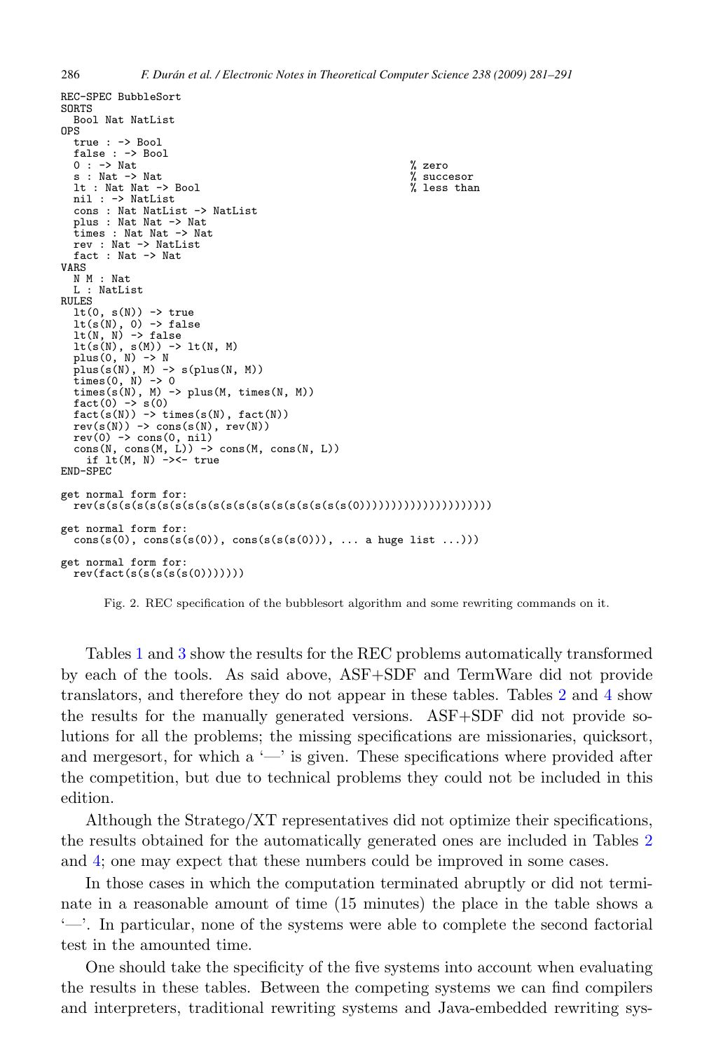```
REC-SPEC BubbleSort
SORTS
  Bool Nat NatList
OPS
  true : -> Bool
  false : -> Bool
  0 : -> Nat                                                  % zero
  s : Nat -> Nat                                              % succesor
  lt : Nat Nat -> Bool                                        % less than
  nil : -> NatList
  cons : Nat NatList -> NatList
  plus : Nat Nat -> Nat
  times : Nat Nat -> Nat
  rev : Nat -> NatList
  fact : Nat -> Nat
VARS
  N M : Nat
  L : NatList
RULES
  lt(0, s(N)) -> true
  lt(s(N), 0) -> false
  lt(N, N) -> false
  lt(s(N), s(M)) -> lt(N, M)
  plus(0, N) -> N
  plus(s(N), M) -> s(plus(N, M))
  times(0, N) -> 0
  times(s(N), M) -> plus(M, times(N, M))
  fact(0) -> s(0)
  fact(s(N)) -> times(s(N), fact(N))
  rev(s(N)) -> cons(s(N), rev(N))
  rev(0) -> cons(0, nil)
  cons(N, cons(M, L)) -> cons(M, cons(N, L))
    if lt(M, N) -><- true
END-SPEC

get normal form for:
  rev(s(s(s(s(s(s(s(s(s(s(s(s(s(s(s(s(s(s(s(s(0)))))))))))))))))))))

get normal form for:
  cons(s(0), cons(s(s(0)), cons(s(s(s(0))), ... a huge list ...)))

get normal form for:
  rev(fact(s(s(s(s(s(0)))))))
```

Fig. 2. REC specification of the bubblesort algorithm and some rewriting commands on it.

Tables 1 and 3 show the results for the REC problems automatically transformed by each of the tools. As said above, ASF+SDF and TermWare did not provide translators, and therefore they do not appear in these tables. Tables 2 and 4 show the results for the manually generated versions. ASF+SDF did not provide solutions for all the problems; the missing specifications are missionaries, quicksort, and mergesort, for which a '—' is given. These specifications where provided after the competition, but due to technical problems they could not be included in this edition.

Although the Stratego/XT representatives did not optimize their specifications, the results obtained for the automatically generated ones are included in Tables 2 and 4; one may expect that these numbers could be improved in some cases.

In those cases in which the computation terminated abruptly or did not terminate in a reasonable amount of time (15 minutes) the place in the table shows a '—'. In particular, none of the systems were able to complete the second factorial test in the amounted time.

One should take the specificity of the five systems into account when evaluating the results in these tables. Between the competing systems we can find compilers and interpreters, traditional rewriting systems and Java-embedded rewriting sys-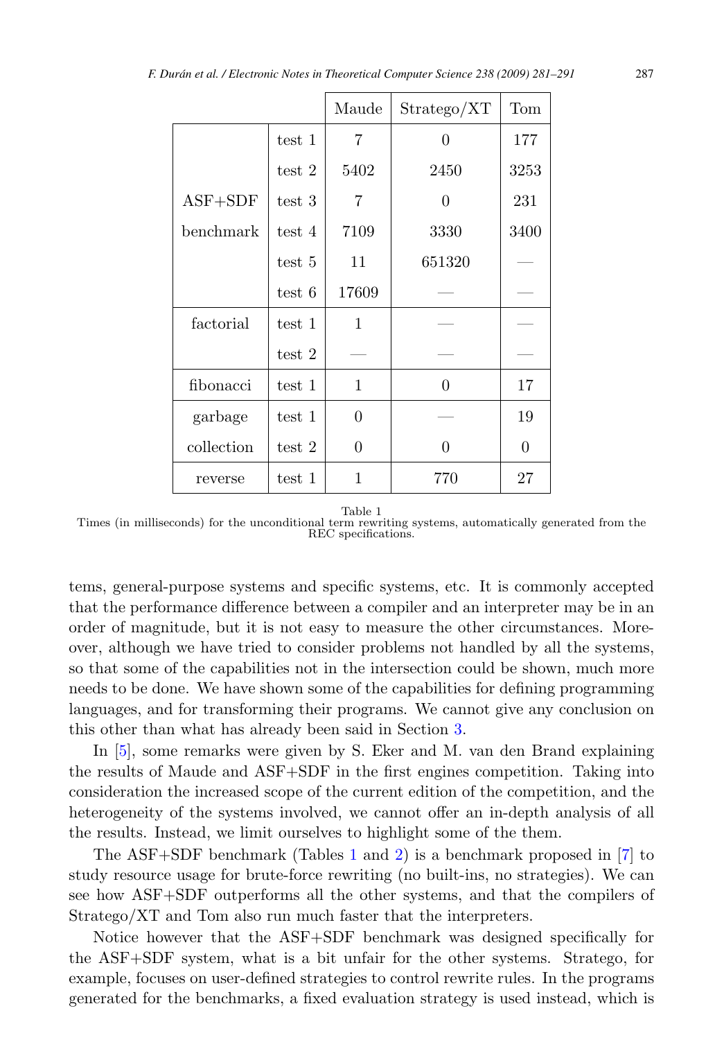| | | Maude | Stratego/XT | Tom |
|---|---|---|---|---|
| ASF+SDF benchmark | test 1 | 7 | 0 | 177 |
| | test 2 | 5402 | 2450 | 3253 |
| | test 3 | 7 | 0 | 231 |
| | test 4 | 7109 | 3330 | 3400 |
| | test 5 | 11 | 651320 | — |
| | test 6 | 17609 | — | — |
| factorial | test 1 | 1 | — | — |
| | test 2 | — | — | — |
| fibonacci | test 1 | 1 | 0 | 17 |
| garbage collection | test 1 | 0 | — | 19 |
| | test 2 | 0 | 0 | 0 |
| reverse | test 1 | 1 | 770 | 27 |

Table 1
Times (in milliseconds) for the unconditional term rewriting systems, automatically generated from the REC specifications.

tems, general-purpose systems and specific systems, etc. It is commonly accepted that the performance difference between a compiler and an interpreter may be in an order of magnitude, but it is not easy to measure the other circumstances. Moreover, although we have tried to consider problems not handled by all the systems, so that some of the capabilities not in the intersection could be shown, much more needs to be done. We have shown some of the capabilities for defining programming languages, and for transforming their programs. We cannot give any conclusion on this other than what has already been said in Section 3.

In [5], some remarks were given by S. Eker and M. van den Brand explaining the results of Maude and ASF+SDF in the first engines competition. Taking into consideration the increased scope of the current edition of the competition, and the heterogeneity of the systems involved, we cannot offer an in-depth analysis of all the results. Instead, we limit ourselves to highlight some of the them.

The ASF+SDF benchmark (Tables 1 and 2) is a benchmark proposed in [7] to study resource usage for brute-force rewriting (no built-ins, no strategies). We can see how ASF+SDF outperforms all the other systems, and that the compilers of Stratego/XT and Tom also run much faster that the interpreters.

Notice however that the ASF+SDF benchmark was designed specifically for the ASF+SDF system, what is a bit unfair for the other systems. Stratego, for example, focuses on user-defined strategies to control rewrite rules. In the programs generated for the benchmarks, a fixed evaluation strategy is used instead, which is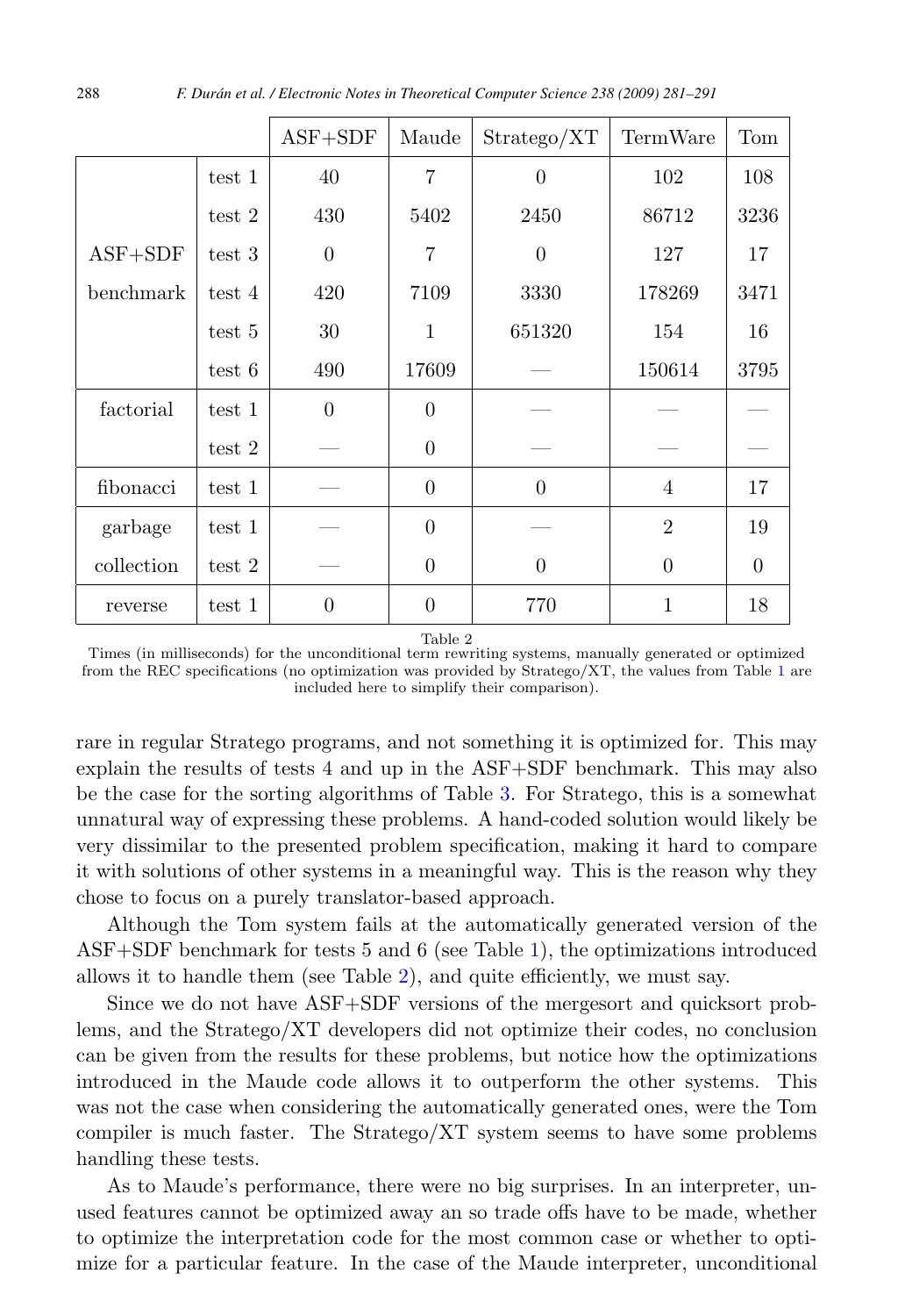| | | ASF+SDF | Maude | Stratego/XT | TermWare | Tom |
|---|---|---|---|---|---|---|
| ASF+SDF benchmark | test 1 | 40 | 7 | 0 | 102 | 108 |
| | test 2 | 430 | 5402 | 2450 | 86712 | 3236 |
| | test 3 | 0 | 7 | 0 | 127 | 17 |
| | test 4 | 420 | 7109 | 3330 | 178269 | 3471 |
| | test 5 | 30 | 1 | 651320 | 154 | 16 |
| | test 6 | 490 | 17609 | — | 150614 | 3795 |
| factorial | test 1 | 0 | 0 | — | — | — |
| | test 2 | — | 0 | — | — | — |
| fibonacci | test 1 | — | 0 | 0 | 4 | 17 |
| garbage collection | test 1 | — | 0 | — | 2 | 19 |
| | test 2 | — | 0 | 0 | 0 | 0 |
| reverse | test 1 | 0 | 0 | 770 | 1 | 18 |

Table 2
Times (in milliseconds) for the unconditional term rewriting systems, manually generated or optimized from the REC specifications (no optimization was provided by Stratego/XT, the values from Table 1 are included here to simplify their comparison).

rare in regular Stratego programs, and not something it is optimized for. This may explain the results of tests 4 and up in the ASF+SDF benchmark. This may also be the case for the sorting algorithms of Table 3. For Stratego, this is a somewhat unnatural way of expressing these problems. A hand-coded solution would likely be very dissimilar to the presented problem specification, making it hard to compare it with solutions of other systems in a meaningful way. This is the reason why they chose to focus on a purely translator-based approach.

Although the Tom system fails at the automatically generated version of the ASF+SDF benchmark for tests 5 and 6 (see Table 1), the optimizations introduced allows it to handle them (see Table 2), and quite efficiently, we must say.

Since we do not have ASF+SDF versions of the mergesort and quicksort problems, and the Stratego/XT developers did not optimize their codes, no conclusion can be given from the results for these problems, but notice how the optimizations introduced in the Maude code allows it to outperform the other systems. This was not the case when considering the automatically generated ones, were the Tom compiler is much faster. The Stratego/XT system seems to have some problems handling these tests.

As to Maude's performance, there were no big surprises. In an interpreter, unused features cannot be optimized away an so trade offs have to be made, whether to optimize the interpretation code for the most common case or whether to optimize for a particular feature. In the case of the Maude interpreter, unconditional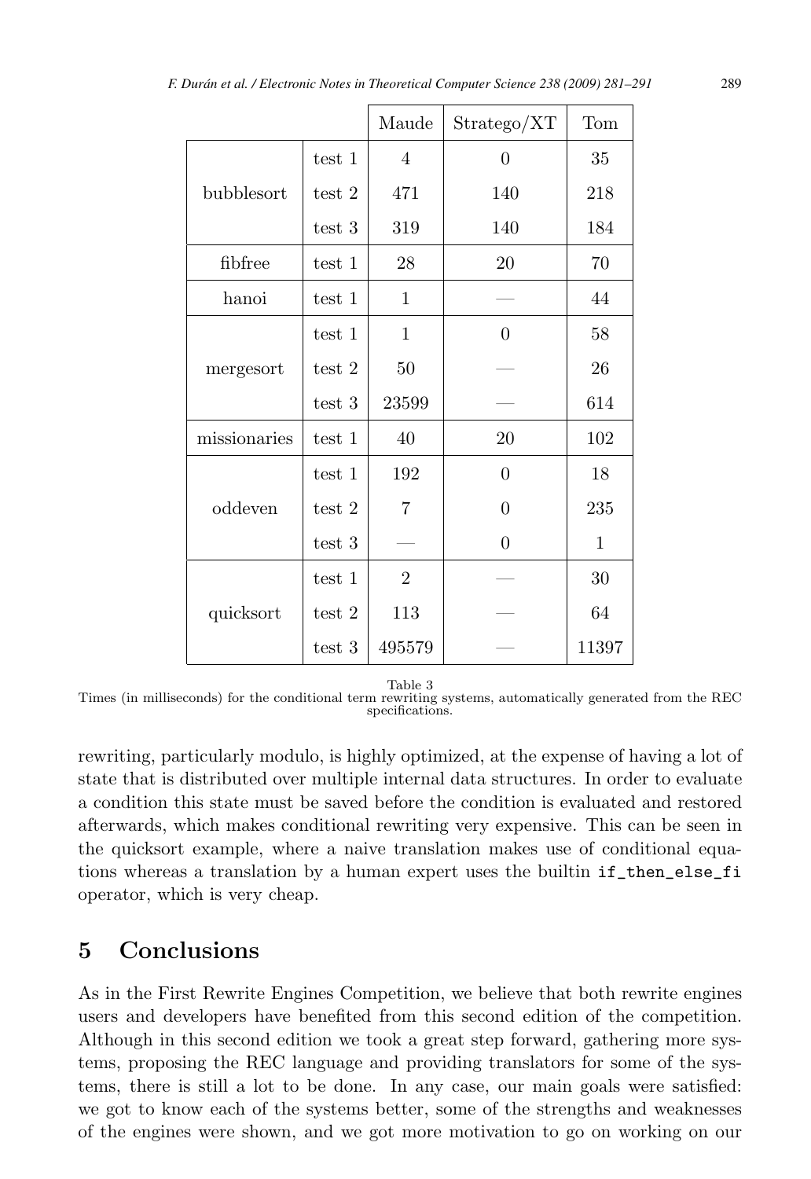| | | Maude | Stratego/XT | Tom |
|---|---|---|---|---|
| bubblesort | test 1 | 4 | 0 | 35 |
| | test 2 | 471 | 140 | 218 |
| | test 3 | 319 | 140 | 184 |
| fibfree | test 1 | 28 | 20 | 70 |
| hanoi | test 1 | 1 | — | 44 |
| mergesort | test 1 | 1 | 0 | 58 |
| | test 2 | 50 | — | 26 |
| | test 3 | 23599 | — | 614 |
| missionaries | test 1 | 40 | 20 | 102 |
| oddeven | test 1 | 192 | 0 | 18 |
| | test 2 | 7 | 0 | 235 |
| | test 3 | — | 0 | 1 |
| quicksort | test 1 | 2 | — | 30 |
| | test 2 | 113 | — | 64 |
| | test 3 | 495579 | — | 11397 |

Table 3
Times (in milliseconds) for the conditional term rewriting systems, automatically generated from the REC specifications.

rewriting, particularly modulo, is highly optimized, at the expense of having a lot of state that is distributed over multiple internal data structures. In order to evaluate a condition this state must be saved before the condition is evaluated and restored afterwards, which makes conditional rewriting very expensive. This can be seen in the quicksort example, where a naive translation makes use of conditional equations whereas a translation by a human expert uses the builtin `if_then_else_fi` operator, which is very cheap.

## 5 Conclusions

As in the First Rewrite Engines Competition, we believe that both rewrite engines users and developers have benefited from this second edition of the competition. Although in this second edition we took a great step forward, gathering more systems, proposing the REC language and providing translators for some of the systems, there is still a lot to be done. In any case, our main goals were satisfied: we got to know each of the systems better, some of the strengths and weaknesses of the engines were shown, and we got more motivation to go on working on our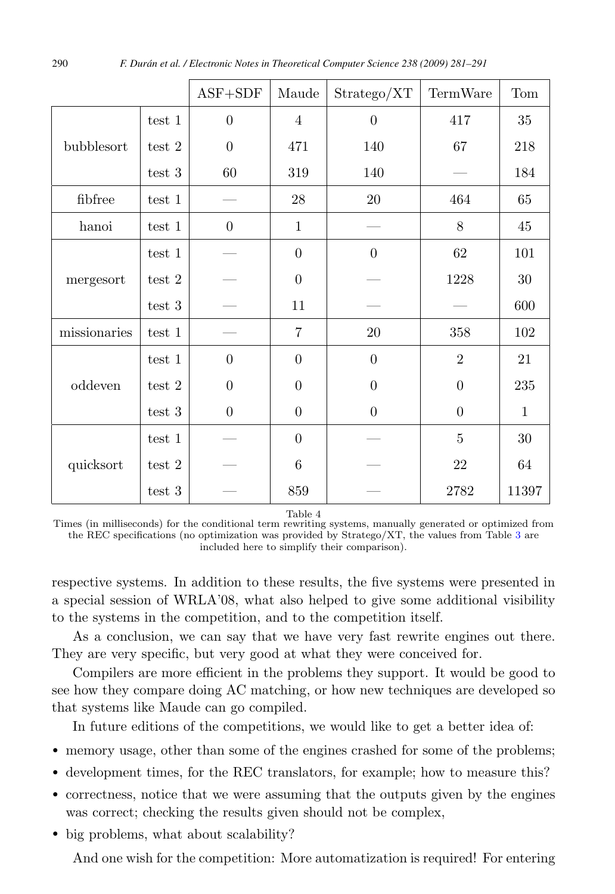| | | ASF+SDF | Maude | Stratego/XT | TermWare | Tom |
|---|---|---|---|---|---|---|
| bubblesort | test 1 | 0 | 4 | 0 | 417 | 35 |
| | test 2 | 0 | 471 | 140 | 67 | 218 |
| | test 3 | 60 | 319 | 140 | — | 184 |
| fibfree | test 1 | — | 28 | 20 | 464 | 65 |
| hanoi | test 1 | 0 | 1 | — | 8 | 45 |
| mergesort | test 1 | — | 0 | 0 | 62 | 101 |
| | test 2 | — | 0 | — | 1228 | 30 |
| | test 3 | — | 11 | — | — | 600 |
| missionaries | test 1 | — | 7 | 20 | 358 | 102 |
| oddeven | test 1 | 0 | 0 | 0 | 2 | 21 |
| | test 2 | 0 | 0 | 0 | 0 | 235 |
| | test 3 | 0 | 0 | 0 | 0 | 1 |
| quicksort | test 1 | — | 0 | — | 5 | 30 |
| | test 2 | — | 6 | — | 22 | 64 |
| | test 3 | — | 859 | — | 2782 | 11397 |

Table 4
Times (in milliseconds) for the conditional term rewriting systems, manually generated or optimized from the REC specifications (no optimization was provided by Stratego/XT, the values from Table 3 are included here to simplify their comparison).

respective systems. In addition to these results, the five systems were presented in a special session of WRLA'08, what also helped to give some additional visibility to the systems in the competition, and to the competition itself.

As a conclusion, we can say that we have very fast rewrite engines out there. They are very specific, but very good at what they were conceived for.

Compilers are more efficient in the problems they support. It would be good to see how they compare doing AC matching, or how new techniques are developed so that systems like Maude can go compiled.

In future editions of the competitions, we would like to get a better idea of:

- memory usage, other than some of the engines crashed for some of the problems;
- development times, for the REC translators, for example; how to measure this?
- correctness, notice that we were assuming that the outputs given by the engines was correct; checking the results given should not be complex,
- big problems, what about scalability?

And one wish for the competition: More automatization is required! For entering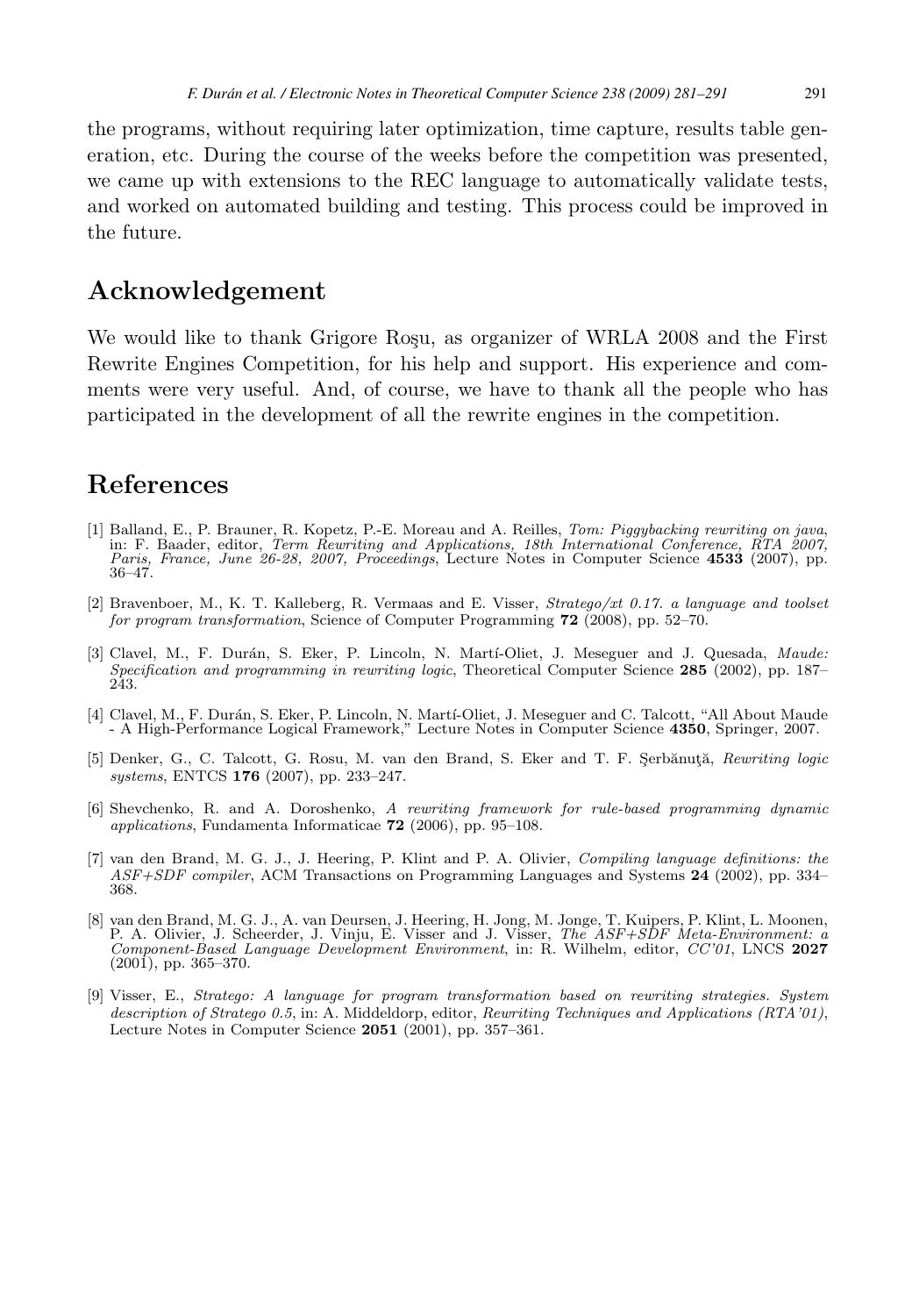the programs, without requiring later optimization, time capture, results table generation, etc. During the course of the weeks before the competition was presented, we came up with extensions to the REC language to automatically validate tests, and worked on automated building and testing. This process could be improved in the future.

## Acknowledgement

We would like to thank Grigore Roşu, as organizer of WRLA 2008 and the First Rewrite Engines Competition, for his help and support. His experience and comments were very useful. And, of course, we have to thank all the people who has participated in the development of all the rewrite engines in the competition.

## References

[1] Balland, E., P. Brauner, R. Kopetz, P.-E. Moreau and A. Reilles, *Tom: Piggybacking rewriting on java*, in: F. Baader, editor, *Term Rewriting and Applications, 18th International Conference, RTA 2007, Paris, France, June 26-28, 2007, Proceedings*, Lecture Notes in Computer Science **4533** (2007), pp. 36–47.

[2] Bravenboer, M., K. T. Kalleberg, R. Vermaas and E. Visser, *Stratego/xt 0.17. a language and toolset for program transformation*, Science of Computer Programming **72** (2008), pp. 52–70.

[3] Clavel, M., F. Durán, S. Eker, P. Lincoln, N. Martí-Oliet, J. Meseguer and J. Quesada, *Maude: Specification and programming in rewriting logic*, Theoretical Computer Science **285** (2002), pp. 187–243.

[4] Clavel, M., F. Durán, S. Eker, P. Lincoln, N. Martí-Oliet, J. Meseguer and C. Talcott, "All About Maude - A High-Performance Logical Framework," Lecture Notes in Computer Science **4350**, Springer, 2007.

[5] Denker, G., C. Talcott, G. Rosu, M. van den Brand, S. Eker and T. F. Şerbănuţă, *Rewriting logic systems*, ENTCS **176** (2007), pp. 233–247.

[6] Shevchenko, R. and A. Doroshenko, *A rewriting framework for rule-based programming dynamic applications*, Fundamenta Informaticae **72** (2006), pp. 95–108.

[7] van den Brand, M. G. J., J. Heering, P. Klint and P. A. Olivier, *Compiling language definitions: the ASF+SDF compiler*, ACM Transactions on Programming Languages and Systems **24** (2002), pp. 334–368.

[8] van den Brand, M. G. J., A. van Deursen, J. Heering, H. Jong, M. Jonge, T. Kuipers, P. Klint, L. Moonen, P. A. Olivier, J. Scheerder, J. Vinju, E. Visser and J. Visser, *The ASF+SDF Meta-Environment: a Component-Based Language Development Environment*, in: R. Wilhelm, editor, *CC'01*, LNCS **2027** (2001), pp. 365–370.

[9] Visser, E., *Stratego: A language for program transformation based on rewriting strategies. System description of Stratego 0.5*, in: A. Middeldorp, editor, *Rewriting Techniques and Applications (RTA'01)*, Lecture Notes in Computer Science **2051** (2001), pp. 357–361.